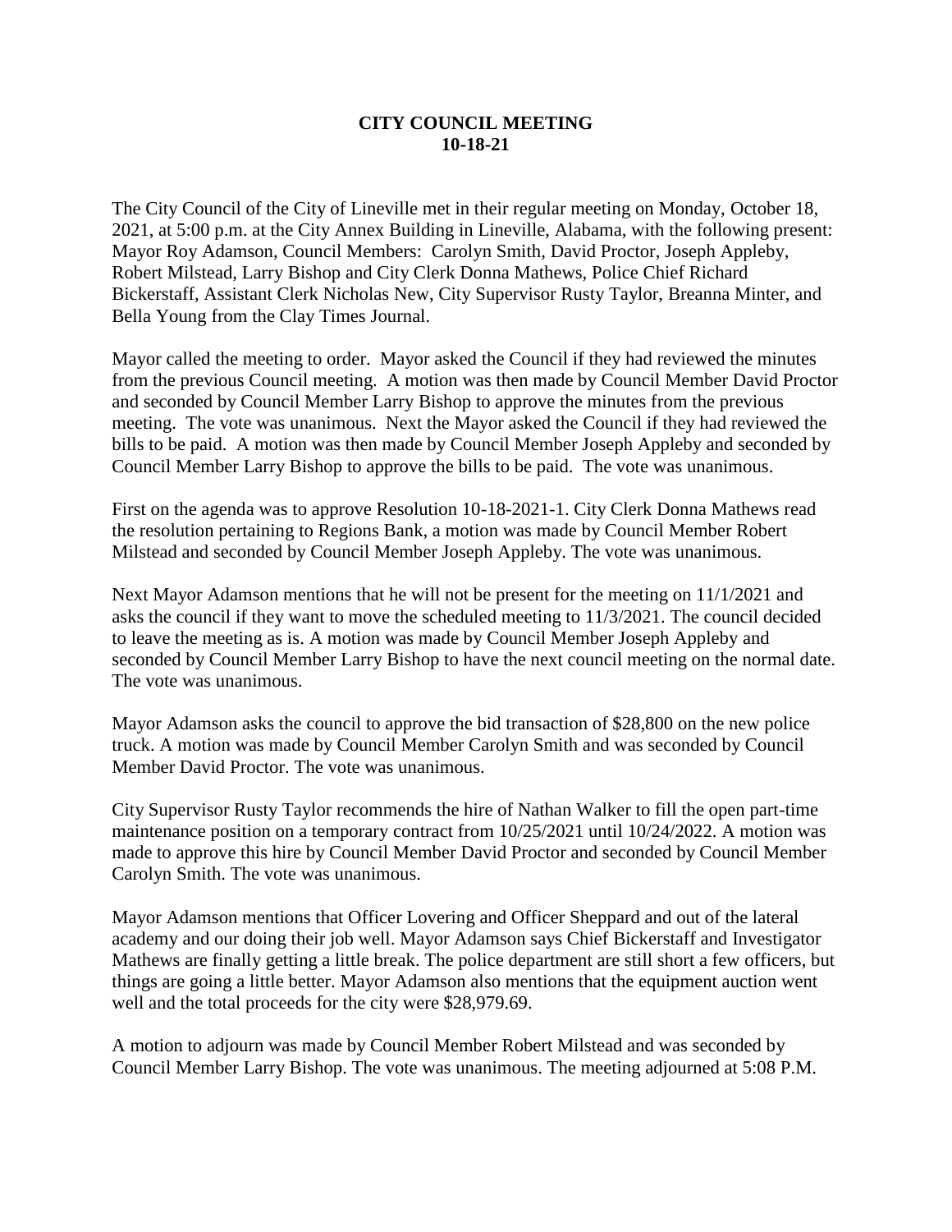# CITY COUNCIL MEETING
# 10-18-21

The City Council of the City of Lineville met in their regular meeting on Monday, October 18, 2021, at 5:00 p.m. at the City Annex Building in Lineville, Alabama, with the following present: Mayor Roy Adamson, Council Members: Carolyn Smith, David Proctor, Joseph Appleby, Robert Milstead, Larry Bishop and City Clerk Donna Mathews, Police Chief Richard Bickerstaff, Assistant Clerk Nicholas New, City Supervisor Rusty Taylor, Breanna Minter, and Bella Young from the Clay Times Journal.

Mayor called the meeting to order. Mayor asked the Council if they had reviewed the minutes from the previous Council meeting. A motion was then made by Council Member David Proctor and seconded by Council Member Larry Bishop to approve the minutes from the previous meeting. The vote was unanimous. Next the Mayor asked the Council if they had reviewed the bills to be paid. A motion was then made by Council Member Joseph Appleby and seconded by Council Member Larry Bishop to approve the bills to be paid. The vote was unanimous.

First on the agenda was to approve Resolution 10-18-2021-1. City Clerk Donna Mathews read the resolution pertaining to Regions Bank, a motion was made by Council Member Robert Milstead and seconded by Council Member Joseph Appleby. The vote was unanimous.

Next Mayor Adamson mentions that he will not be present for the meeting on 11/1/2021 and asks the council if they want to move the scheduled meeting to 11/3/2021. The council decided to leave the meeting as is. A motion was made by Council Member Joseph Appleby and seconded by Council Member Larry Bishop to have the next council meeting on the normal date. The vote was unanimous.

Mayor Adamson asks the council to approve the bid transaction of $28,800 on the new police truck. A motion was made by Council Member Carolyn Smith and was seconded by Council Member David Proctor. The vote was unanimous.

City Supervisor Rusty Taylor recommends the hire of Nathan Walker to fill the open part-time maintenance position on a temporary contract from 10/25/2021 until 10/24/2022. A motion was made to approve this hire by Council Member David Proctor and seconded by Council Member Carolyn Smith. The vote was unanimous.

Mayor Adamson mentions that Officer Lovering and Officer Sheppard and out of the lateral academy and our doing their job well. Mayor Adamson says Chief Bickerstaff and Investigator Mathews are finally getting a little break. The police department are still short a few officers, but things are going a little better. Mayor Adamson also mentions that the equipment auction went well and the total proceeds for the city were $28,979.69.

A motion to adjourn was made by Council Member Robert Milstead and was seconded by Council Member Larry Bishop. The vote was unanimous. The meeting adjourned at 5:08 P.M.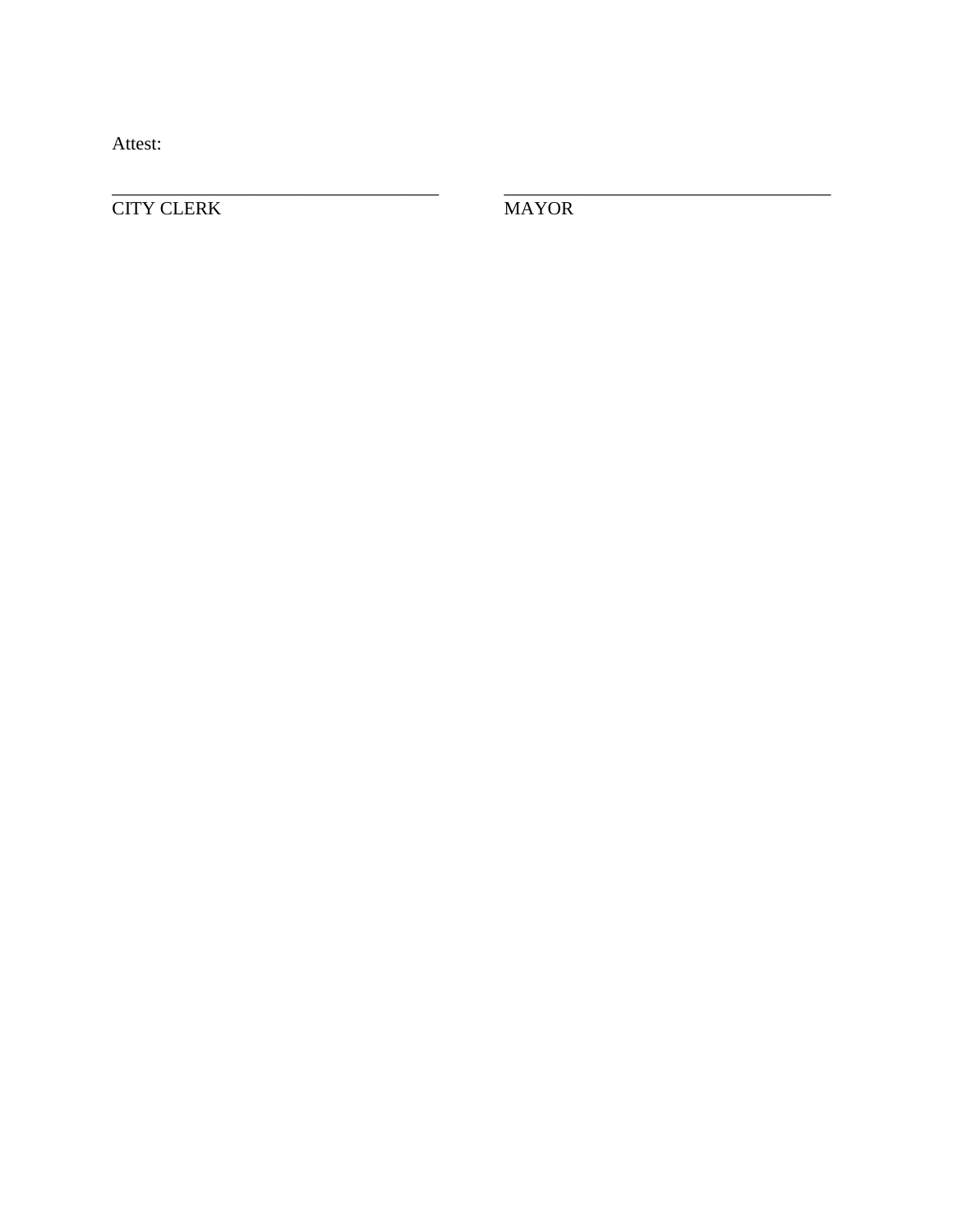Attest:

| | |
|---|---|
| ____________________________________ | ____________________________________ |
| CITY CLERK | MAYOR |